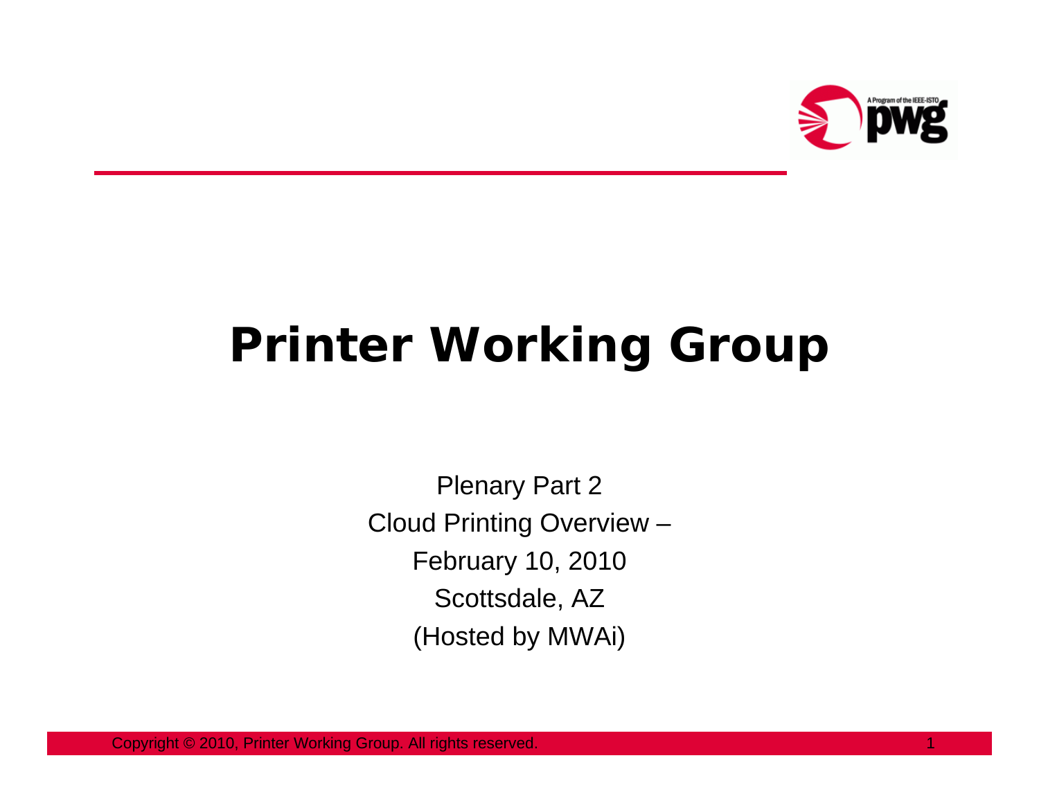# Printer Working Group

Plenary Part 2

Cloud Printing Overview –

February 10, 2010

Scottsdale, AZ

(Hosted by MWAi)

Copyright © 2010, Printer Working Group. All rights reserved.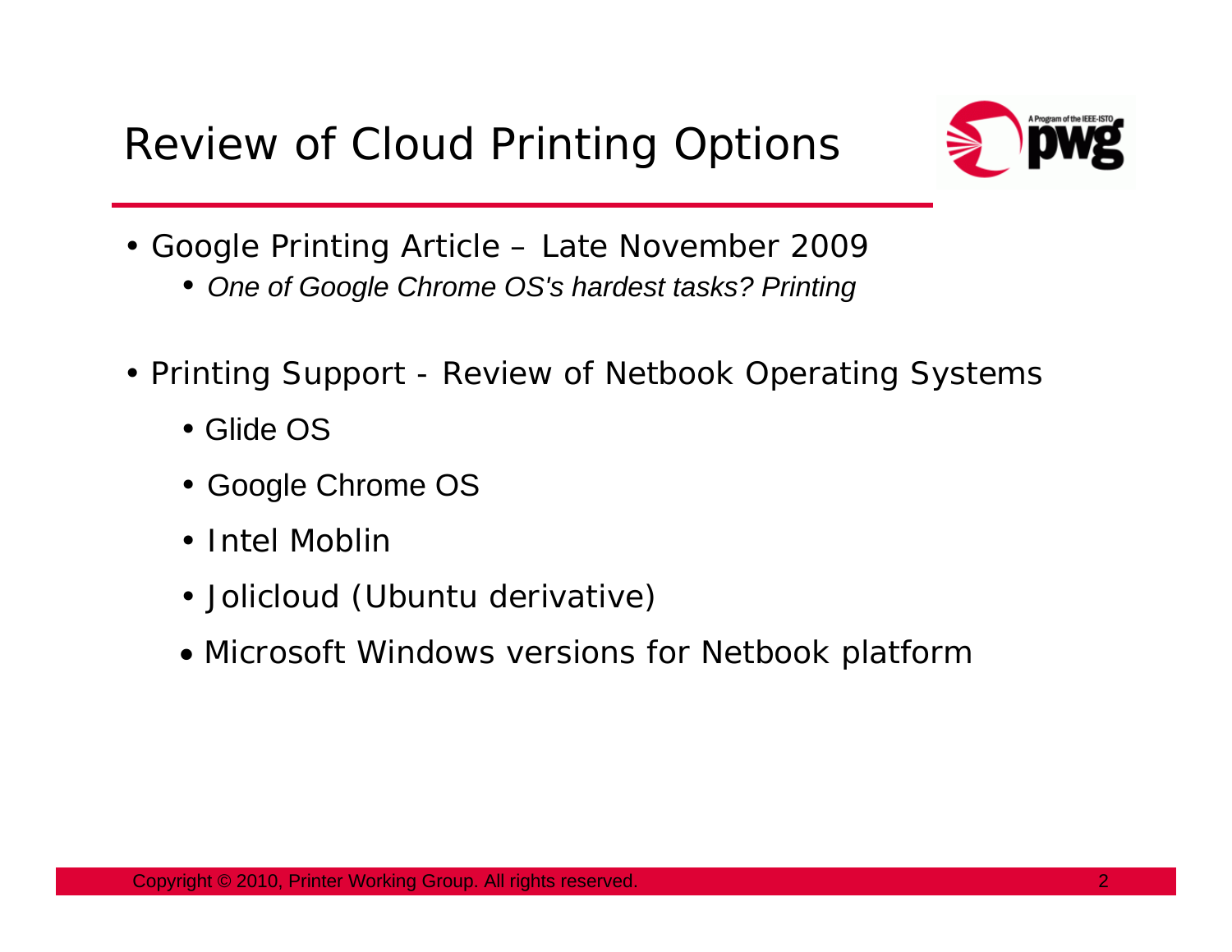# Review of Cloud Printing Options

- Google Printing Article – Late November 2009
  - *One of Google Chrome OS's hardest tasks? Printing*

- Printing Support - Review of Netbook Operating Systems
  - Glide OS
  - Google Chrome OS
  - Intel Moblin
  - Jolicloud (Ubuntu derivative)
  - Microsoft Windows versions for Netbook platform

Copyright © 2010, Printer Working Group. All rights reserved.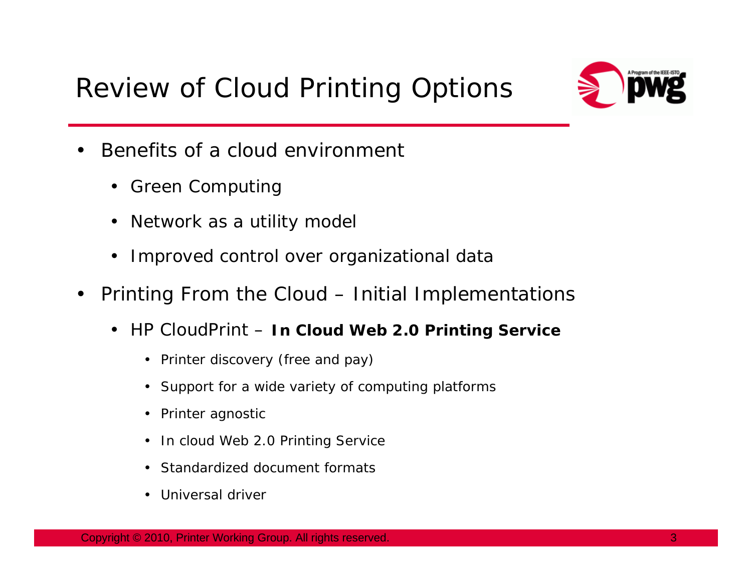# Review of Cloud Printing Options

- Benefits of a cloud environment
  - Green Computing
  - Network as a utility model
  - Improved control over organizational data
- Printing From the Cloud – Initial Implementations
  - HP CloudPrint – **In Cloud Web 2.0 Printing Service**
    - Printer discovery (free and pay)
    - Support for a wide variety of computing platforms
    - Printer agnostic
    - In cloud Web 2.0 Printing Service
    - Standardized document formats
    - Universal driver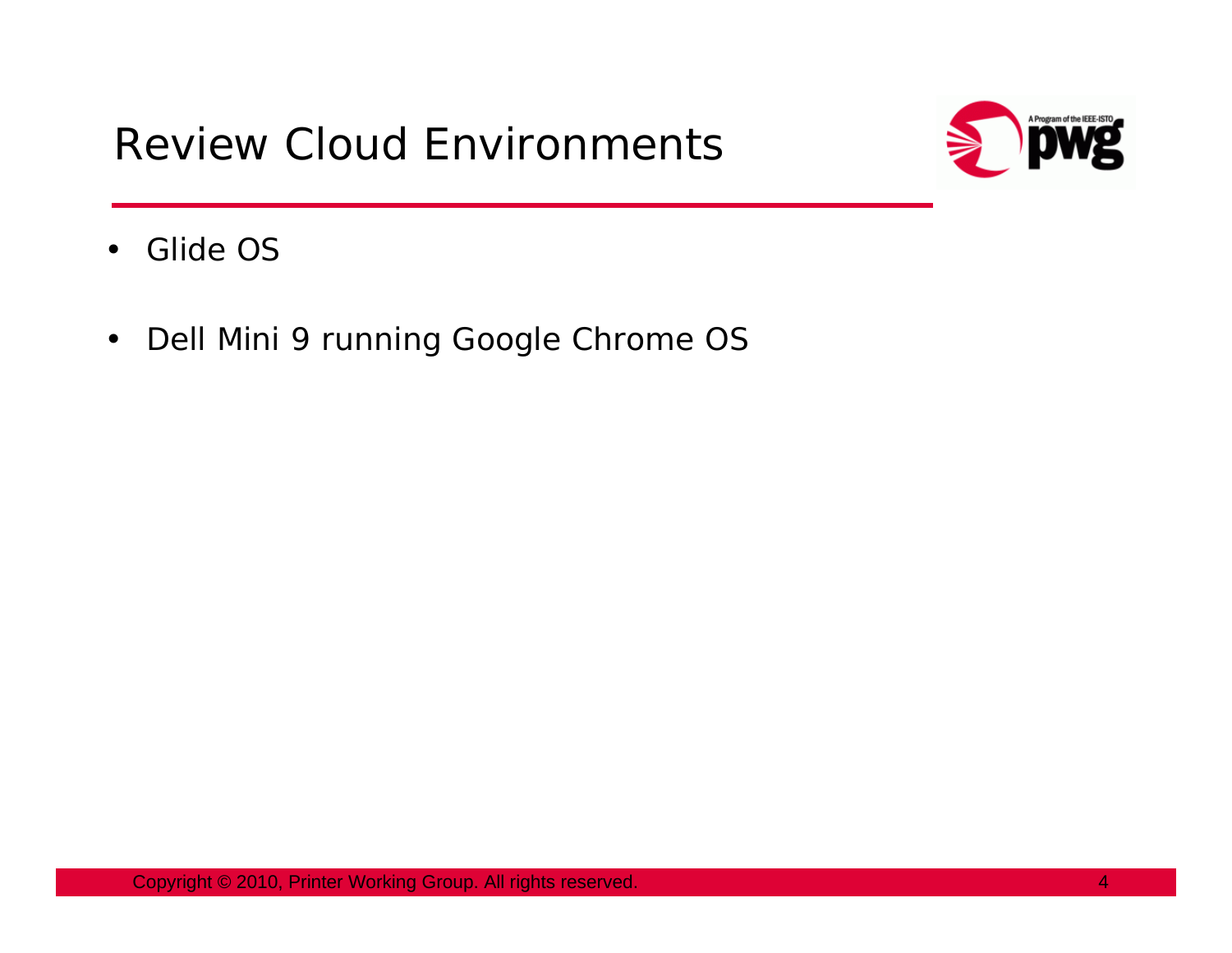# Review Cloud Environments

- Glide OS
- Dell Mini 9 running Google Chrome OS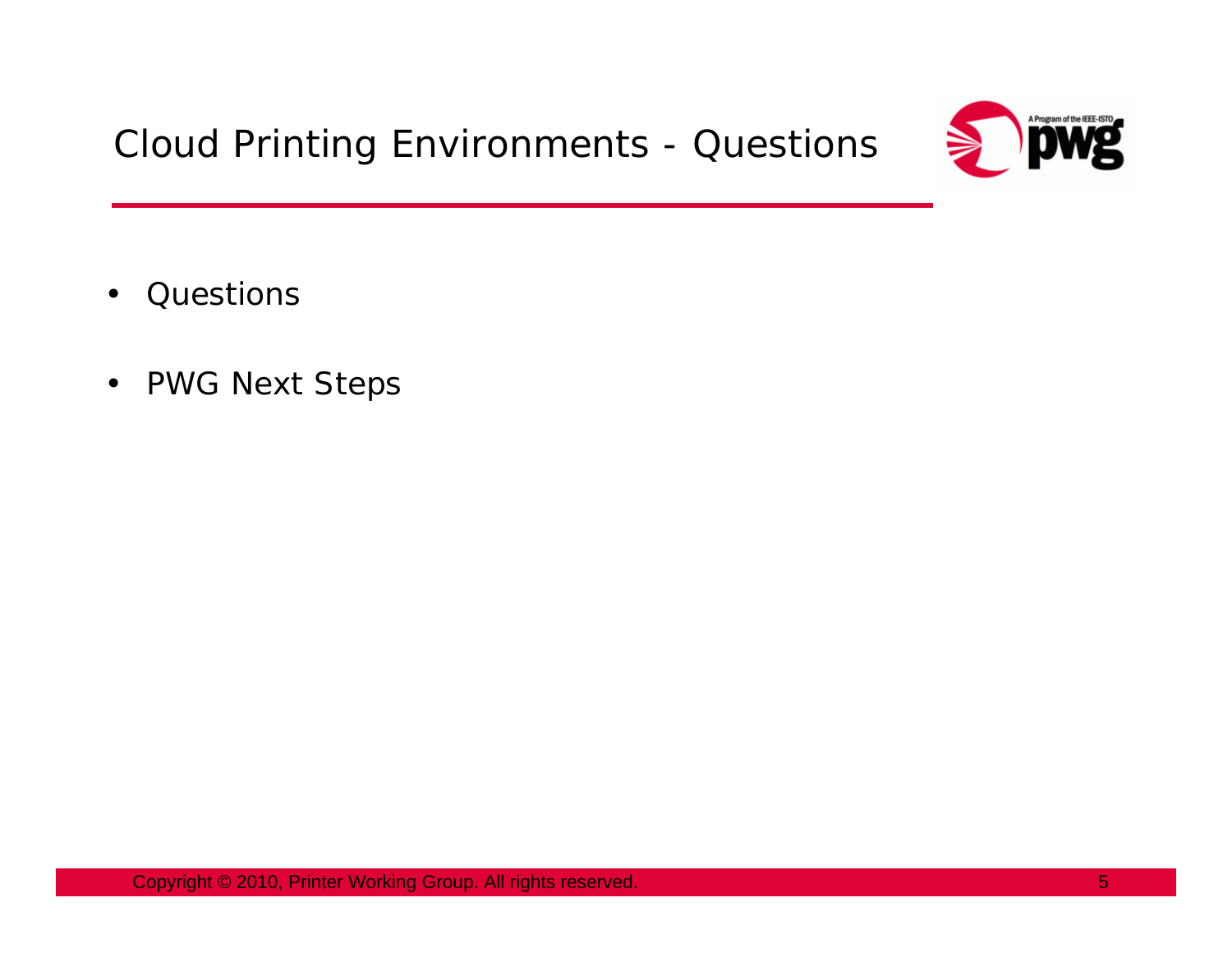# Cloud Printing Environments - Questions

- Questions
- PWG Next Steps